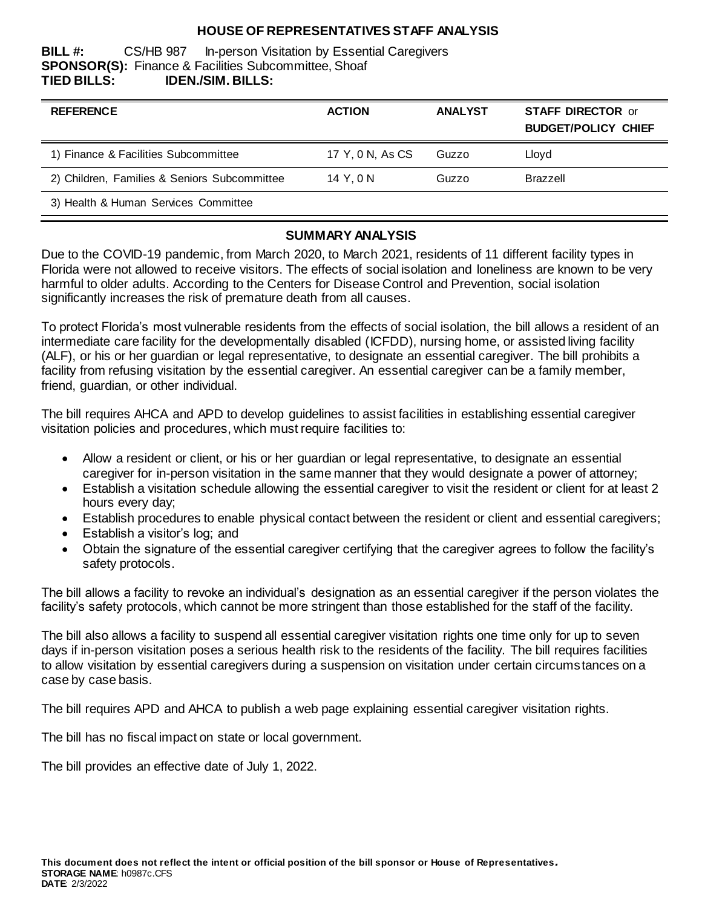# HOUSE OF REPRESENTATIVES STAFF ANALYSIS

**BILL #:** CS/HB 987 In-person Visitation by Essential Caregivers
**SPONSOR(S):** Finance & Facilities Subcommittee, Shoaf
**TIED BILLS:** **IDEN./SIM. BILLS:**

| REFERENCE | ACTION | ANALYST | STAFF DIRECTOR or BUDGET/POLICY CHIEF |
|---|---|---|---|
| 1) Finance & Facilities Subcommittee | 17 Y, 0 N, As CS | Guzzo | Lloyd |
| 2) Children, Families & Seniors Subcommittee | 14 Y, 0 N | Guzzo | Brazzell |
| 3) Health & Human Services Committee | | | |

## SUMMARY ANALYSIS

Due to the COVID-19 pandemic, from March 2020, to March 2021, residents of 11 different facility types in Florida were not allowed to receive visitors. The effects of social isolation and loneliness are known to be very harmful to older adults. According to the Centers for Disease Control and Prevention, social isolation significantly increases the risk of premature death from all causes.

To protect Florida's most vulnerable residents from the effects of social isolation, the bill allows a resident of an intermediate care facility for the developmentally disabled (ICFDD), nursing home, or assisted living facility (ALF), or his or her guardian or legal representative, to designate an essential caregiver. The bill prohibits a facility from refusing visitation by the essential caregiver. An essential caregiver can be a family member, friend, guardian, or other individual.

The bill requires AHCA and APD to develop guidelines to assist facilities in establishing essential caregiver visitation policies and procedures, which must require facilities to:

- Allow a resident or client, or his or her guardian or legal representative, to designate an essential caregiver for in-person visitation in the same manner that they would designate a power of attorney;
- Establish a visitation schedule allowing the essential caregiver to visit the resident or client for at least 2 hours every day;
- Establish procedures to enable physical contact between the resident or client and essential caregivers;
- Establish a visitor's log; and
- Obtain the signature of the essential caregiver certifying that the caregiver agrees to follow the facility's safety protocols.

The bill allows a facility to revoke an individual's designation as an essential caregiver if the person violates the facility's safety protocols, which cannot be more stringent than those established for the staff of the facility.

The bill also allows a facility to suspend all essential caregiver visitation rights one time only for up to seven days if in-person visitation poses a serious health risk to the residents of the facility. The bill requires facilities to allow visitation by essential caregivers during a suspension on visitation under certain circumstances on a case by case basis.

The bill requires APD and AHCA to publish a web page explaining essential caregiver visitation rights.

The bill has no fiscal impact on state or local government.

The bill provides an effective date of July 1, 2022.

**This document does not reflect the intent or official position of the bill sponsor or House of Representatives.**
**STORAGE NAME**: h0987c.CFS
**DATE**: 2/3/2022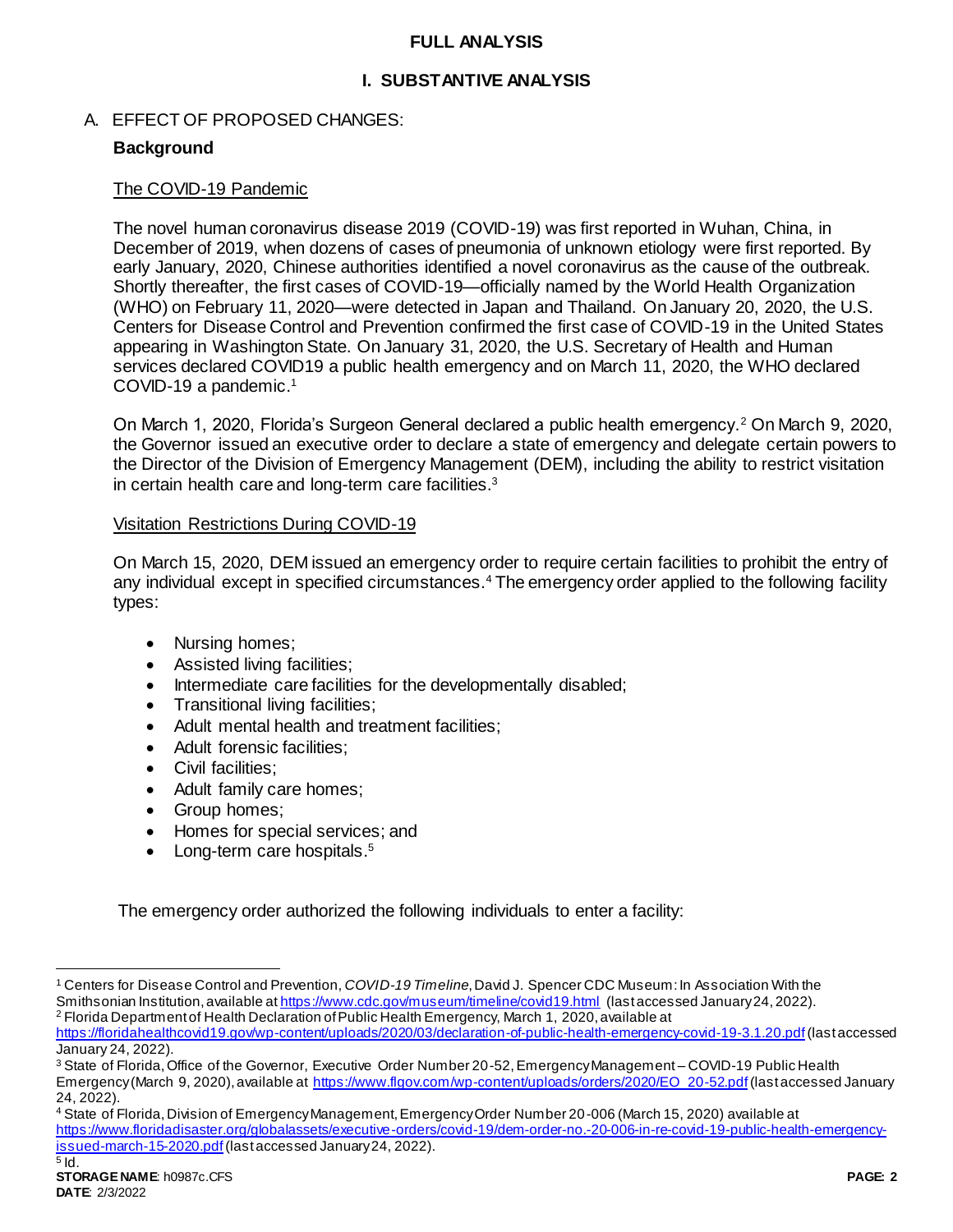# FULL ANALYSIS

## I. SUBSTANTIVE ANALYSIS

A. EFFECT OF PROPOSED CHANGES:

### Background

The COVID-19 Pandemic

The novel human coronavirus disease 2019 (COVID-19) was first reported in Wuhan, China, in December of 2019, when dozens of cases of pneumonia of unknown etiology were first reported. By early January, 2020, Chinese authorities identified a novel coronavirus as the cause of the outbreak. Shortly thereafter, the first cases of COVID-19—officially named by the World Health Organization (WHO) on February 11, 2020—were detected in Japan and Thailand. On January 20, 2020, the U.S. Centers for Disease Control and Prevention confirmed the first case of COVID-19 in the United States appearing in Washington State. On January 31, 2020, the U.S. Secretary of Health and Human services declared COVID19 a public health emergency and on March 11, 2020, the WHO declared COVID-19 a pandemic.[1]

On March 1, 2020, Florida's Surgeon General declared a public health emergency.[2] On March 9, 2020, the Governor issued an executive order to declare a state of emergency and delegate certain powers to the Director of the Division of Emergency Management (DEM), including the ability to restrict visitation in certain health care and long-term care facilities.[3]

Visitation Restrictions During COVID-19

On March 15, 2020, DEM issued an emergency order to require certain facilities to prohibit the entry of any individual except in specified circumstances.[4] The emergency order applied to the following facility types:

- Nursing homes;
- Assisted living facilities;
- Intermediate care facilities for the developmentally disabled;
- Transitional living facilities;
- Adult mental health and treatment facilities;
- Adult forensic facilities;
- Civil facilities;
- Adult family care homes;
- Group homes;
- Homes for special services; and
- Long-term care hospitals.[5]

The emergency order authorized the following individuals to enter a facility:

---

[1] Centers for Disease Control and Prevention, *COVID-19 Timeline*, David J. Spencer CDC Museum: In Association With the Smithsonian Institution, available at https://www.cdc.gov/museum/timeline/covid19.html (last accessed January 24, 2022).

[2] Florida Department of Health Declaration of Public Health Emergency, March 1, 2020, available at https://floridahealthcovid19.gov/wp-content/uploads/2020/03/declaration-of-public-health-emergency-covid-19-3.1.20.pdf (last accessed January 24, 2022).

[3] State of Florida, Office of the Governor, Executive Order Number 20-52, Emergency Management – COVID-19 Public Health Emergency (March 9, 2020), available at https://www.flgov.com/wp-content/uploads/orders/2020/EO_20-52.pdf (last accessed January 24, 2022).

[4] State of Florida, Division of Emergency Management, Emergency Order Number 20-006 (March 15, 2020) available at https://www.floridadisaster.org/globalassets/executive-orders/covid-19/dem-order-no.-20-006-in-re-covid-19-public-health-emergency-issued-march-15-2020.pdf (last accessed January 24, 2022).

[5] Id.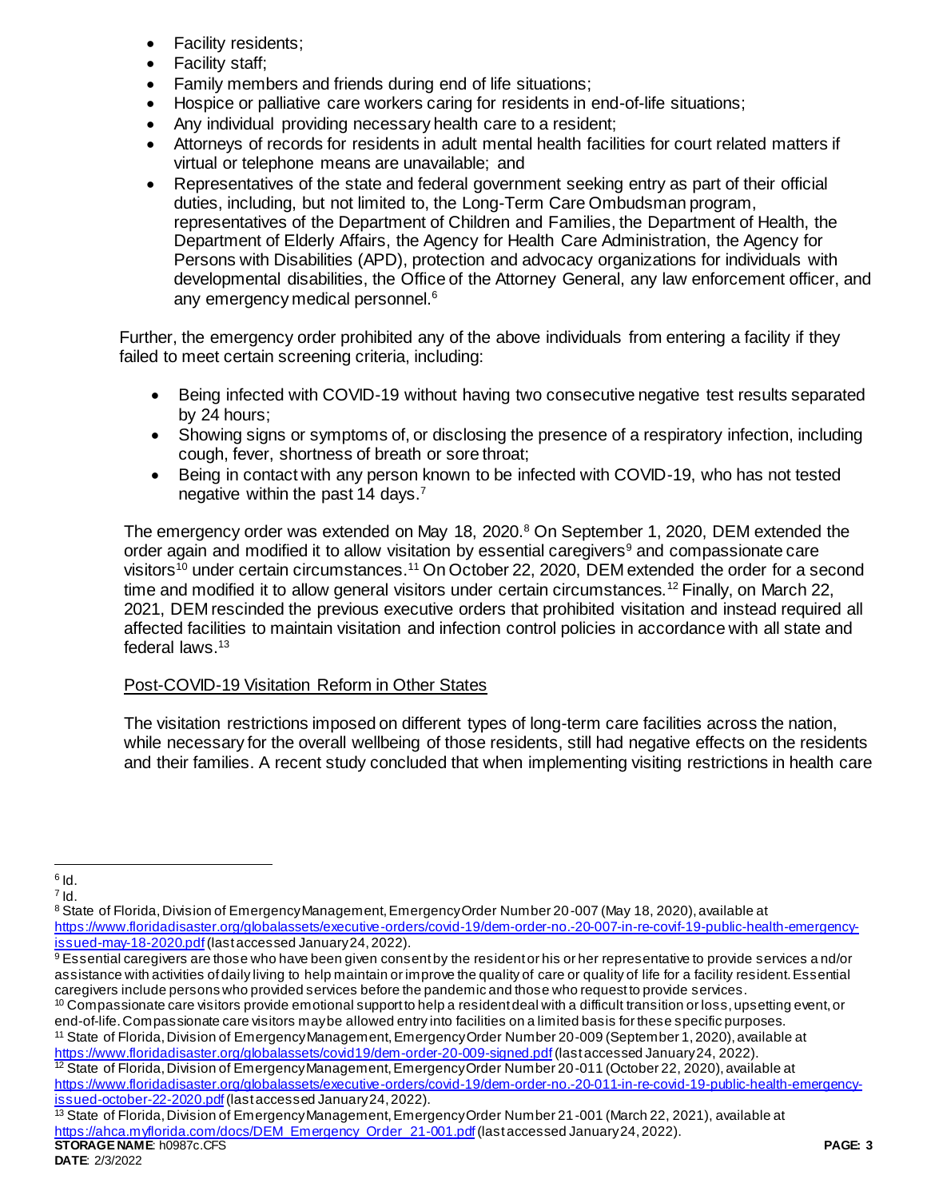- Facility residents;
- Facility staff;
- Family members and friends during end of life situations;
- Hospice or palliative care workers caring for residents in end-of-life situations;
- Any individual providing necessary health care to a resident;
- Attorneys of records for residents in adult mental health facilities for court related matters if virtual or telephone means are unavailable; and
- Representatives of the state and federal government seeking entry as part of their official duties, including, but not limited to, the Long-Term Care Ombudsman program, representatives of the Department of Children and Families, the Department of Health, the Department of Elderly Affairs, the Agency for Health Care Administration, the Agency for Persons with Disabilities (APD), protection and advocacy organizations for individuals with developmental disabilities, the Office of the Attorney General, any law enforcement officer, and any emergency medical personnel.[6]

Further, the emergency order prohibited any of the above individuals from entering a facility if they failed to meet certain screening criteria, including:

- Being infected with COVID-19 without having two consecutive negative test results separated by 24 hours;
- Showing signs or symptoms of, or disclosing the presence of a respiratory infection, including cough, fever, shortness of breath or sore throat;
- Being in contact with any person known to be infected with COVID-19, who has not tested negative within the past 14 days.[7]

The emergency order was extended on May 18, 2020.[8] On September 1, 2020, DEM extended the order again and modified it to allow visitation by essential caregivers[9] and compassionate care visitors[10] under certain circumstances.[11] On October 22, 2020, DEM extended the order for a second time and modified it to allow general visitors under certain circumstances.[12] Finally, on March 22, 2021, DEM rescinded the previous executive orders that prohibited visitation and instead required all affected facilities to maintain visitation and infection control policies in accordance with all state and federal laws.[13]

Post-COVID-19 Visitation Reform in Other States

The visitation restrictions imposed on different types of long-term care facilities across the nation, while necessary for the overall wellbeing of those residents, still had negative effects on the residents and their families. A recent study concluded that when implementing visiting restrictions in health care

---

[6] Id.

[7] Id.

[8] State of Florida, Division of Emergency Management, Emergency Order Number 20-007 (May 18, 2020), available at https://www.floridadisaster.org/globalassets/executive-orders/covid-19/dem-order-no.-20-007-in-re-covif-19-public-health-emergency-issued-may-18-2020.pdf (last accessed January 24, 2022).

[9] Essential caregivers are those who have been given consent by the resident or his or her representative to provide services and/or assistance with activities of daily living to help maintain or improve the quality of care or quality of life for a facility resident. Essential caregivers include persons who provided services before the pandemic and those who request to provide services.

[10] Compassionate care visitors provide emotional support to help a resident deal with a difficult transition or loss, upsetting event, or end-of-life. Compassionate care visitors may be allowed entry into facilities on a limited basis for these specific purposes.

[11] State of Florida, Division of Emergency Management, Emergency Order Number 20-009 (September 1, 2020), available at https://www.floridadisaster.org/globalassets/covid19/dem-order-20-009-signed.pdf (last accessed January 24, 2022).

[12] State of Florida, Division of Emergency Management, Emergency Order Number 20-011 (October 22, 2020), available at https://www.floridadisaster.org/globalassets/executive-orders/covid-19/dem-order-no.-20-011-in-re-covid-19-public-health-emergency-issued-october-22-2020.pdf (last accessed January 24, 2022).

[13] State of Florida, Division of Emergency Management, Emergency Order Number 21-001 (March 22, 2021), available at https://ahca.myflorida.com/docs/DEM_Emergency_Order_21-001.pdf (last accessed January 24, 2022).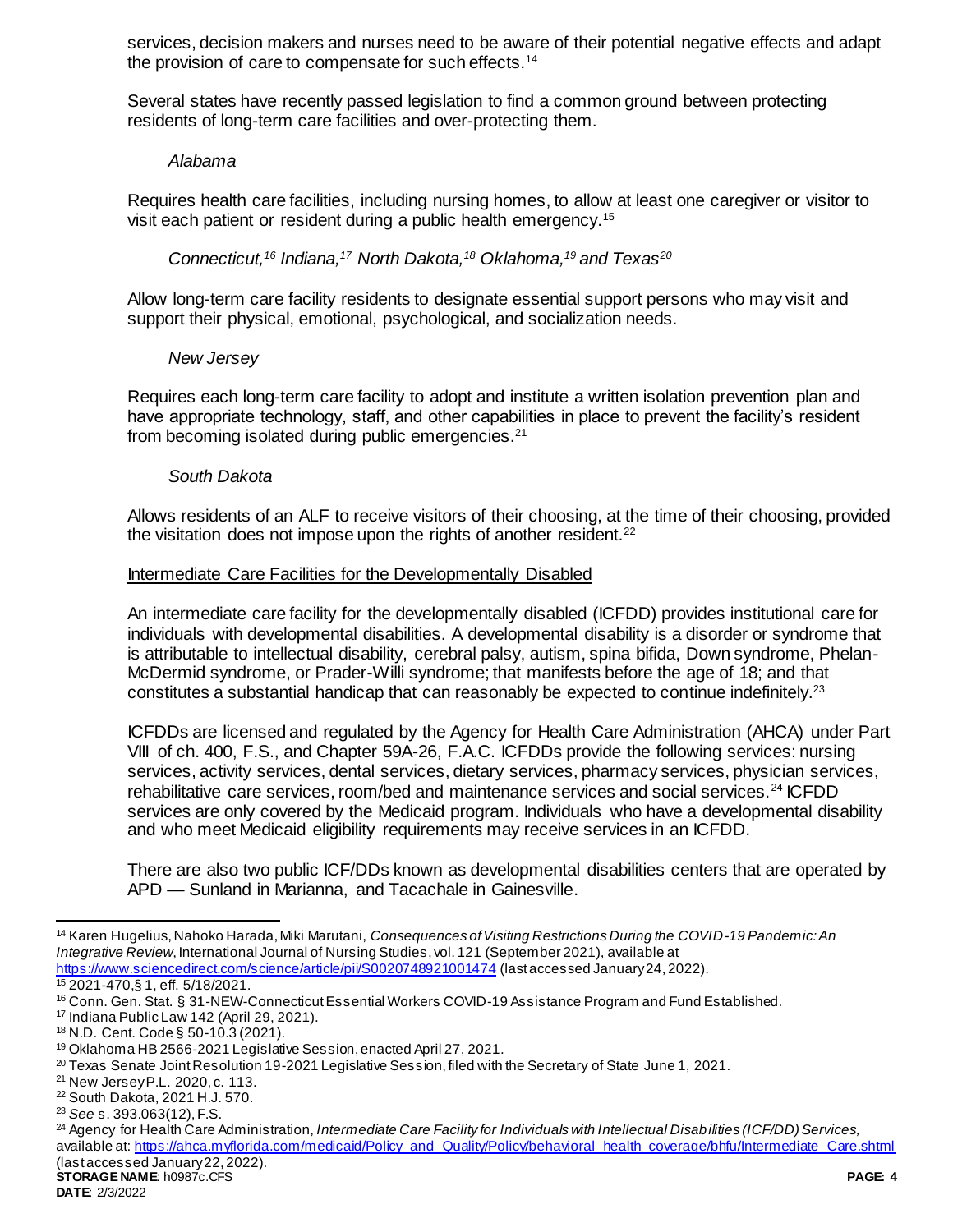services, decision makers and nurses need to be aware of their potential negative effects and adapt the provision of care to compensate for such effects.[14]

Several states have recently passed legislation to find a common ground between protecting residents of long-term care facilities and over-protecting them.

*Alabama*

Requires health care facilities, including nursing homes, to allow at least one caregiver or visitor to visit each patient or resident during a public health emergency.[15]

*Connecticut,[16] Indiana,[17] North Dakota,[18] Oklahoma,[19] and Texas[20]*

Allow long-term care facility residents to designate essential support persons who may visit and support their physical, emotional, psychological, and socialization needs.

*New Jersey*

Requires each long-term care facility to adopt and institute a written isolation prevention plan and have appropriate technology, staff, and other capabilities in place to prevent the facility's resident from becoming isolated during public emergencies.[21]

*South Dakota*

Allows residents of an ALF to receive visitors of their choosing, at the time of their choosing, provided the visitation does not impose upon the rights of another resident.[22]

## Intermediate Care Facilities for the Developmentally Disabled

An intermediate care facility for the developmentally disabled (ICFDD) provides institutional care for individuals with developmental disabilities. A developmental disability is a disorder or syndrome that is attributable to intellectual disability, cerebral palsy, autism, spina bifida, Down syndrome, Phelan-McDermid syndrome, or Prader-Willi syndrome; that manifests before the age of 18; and that constitutes a substantial handicap that can reasonably be expected to continue indefinitely.[23]

ICFDDs are licensed and regulated by the Agency for Health Care Administration (AHCA) under Part VIII of ch. 400, F.S., and Chapter 59A-26, F.A.C. ICFDDs provide the following services: nursing services, activity services, dental services, dietary services, pharmacy services, physician services, rehabilitative care services, room/bed and maintenance services and social services.[24] ICFDD services are only covered by the Medicaid program. Individuals who have a developmental disability and who meet Medicaid eligibility requirements may receive services in an ICFDD.

There are also two public ICF/DDs known as developmental disabilities centers that are operated by APD — Sunland in Marianna, and Tacachale in Gainesville.

---

[14] Karen Hugelius, Nahoko Harada, Miki Marutani, *Consequences of Visiting Restrictions During the COVID-19 Pandemic: An Integrative Review*, International Journal of Nursing Studies, vol. 121 (September 2021), available at https://www.sciencedirect.com/science/article/pii/S0020748921001474 (last accessed January 24, 2022).

[15] 2021-470, § 1, eff. 5/18/2021.

[16] Conn. Gen. Stat. § 31-NEW-Connecticut Essential Workers COVID-19 Assistance Program and Fund Established.

[17] Indiana Public Law 142 (April 29, 2021).

[18] N.D. Cent. Code § 50-10.3 (2021).

[19] Oklahoma HB 2566-2021 Legislative Session, enacted April 27, 2021.

[20] Texas Senate Joint Resolution 19-2021 Legislative Session, filed with the Secretary of State June 1, 2021.

[21] New Jersey P.L. 2020, c. 113.

[22] South Dakota, 2021 H.J. 570.

[23] *See* s. 393.063(12), F.S.

[24] Agency for Health Care Administration, *Intermediate Care Facility for Individuals with Intellectual Disabilities (ICF/DD) Services,* available at: https://ahca.myflorida.com/medicaid/Policy_and_Quality/Policy/behavioral_health_coverage/bhfu/Intermediate_Care.shtml (last accessed January 22, 2022).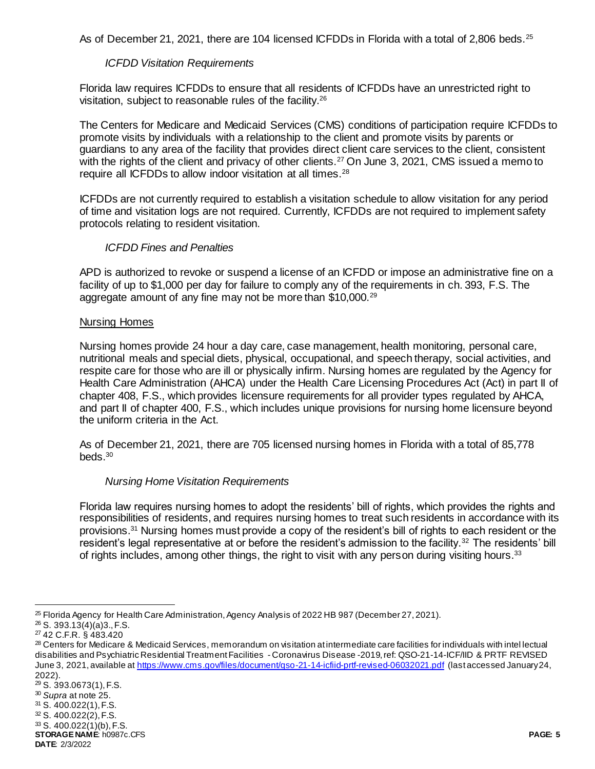As of December 21, 2021, there are 104 licensed ICFDDs in Florida with a total of 2,806 beds.[25]

*ICFDD Visitation Requirements*

Florida law requires ICFDDs to ensure that all residents of ICFDDs have an unrestricted right to visitation, subject to reasonable rules of the facility.[26]

The Centers for Medicare and Medicaid Services (CMS) conditions of participation require ICFDDs to promote visits by individuals with a relationship to the client and promote visits by parents or guardians to any area of the facility that provides direct client care services to the client, consistent with the rights of the client and privacy of other clients.[27] On June 3, 2021, CMS issued a memo to require all ICFDDs to allow indoor visitation at all times.[28]

ICFDDs are not currently required to establish a visitation schedule to allow visitation for any period of time and visitation logs are not required. Currently, ICFDDs are not required to implement safety protocols relating to resident visitation.

*ICFDD Fines and Penalties*

APD is authorized to revoke or suspend a license of an ICFDD or impose an administrative fine on a facility of up to $1,000 per day for failure to comply any of the requirements in ch. 393, F.S. The aggregate amount of any fine may not be more than $10,000.[29]

Nursing Homes

Nursing homes provide 24 hour a day care, case management, health monitoring, personal care, nutritional meals and special diets, physical, occupational, and speech therapy, social activities, and respite care for those who are ill or physically infirm. Nursing homes are regulated by the Agency for Health Care Administration (AHCA) under the Health Care Licensing Procedures Act (Act) in part II of chapter 408, F.S., which provides licensure requirements for all provider types regulated by AHCA, and part II of chapter 400, F.S., which includes unique provisions for nursing home licensure beyond the uniform criteria in the Act.

As of December 21, 2021, there are 705 licensed nursing homes in Florida with a total of 85,778 beds.[30]

*Nursing Home Visitation Requirements*

Florida law requires nursing homes to adopt the residents' bill of rights, which provides the rights and responsibilities of residents, and requires nursing homes to treat such residents in accordance with its provisions.[31] Nursing homes must provide a copy of the resident's bill of rights to each resident or the resident's legal representative at or before the resident's admission to the facility.[32] The residents' bill of rights includes, among other things, the right to visit with any person during visiting hours.[33]

---

[25] Florida Agency for Health Care Administration, Agency Analysis of 2022 HB 987 (December 27, 2021).

[26] S. 393.13(4)(a)3., F.S.

[27] 42 C.F.R. § 483.420

[28] Centers for Medicare & Medicaid Services, memorandum on visitation at intermediate care facilities for individuals with intellectual disabilities and Psychiatric Residential Treatment Facilities - Coronavirus Disease -2019, ref: QSO-21-14-ICF/IID & PRTF REVISED June 3, 2021, available at https://www.cms.gov/files/document/qso-21-14-icfiid-prtf-revised-06032021.pdf (last accessed January 24, 2022).

[29] S. 393.0673(1), F.S.

[30] *Supra* at note 25.

[31] S. 400.022(1), F.S.

[32] S. 400.022(2), F.S.

[33] S. 400.022(1)(b), F.S.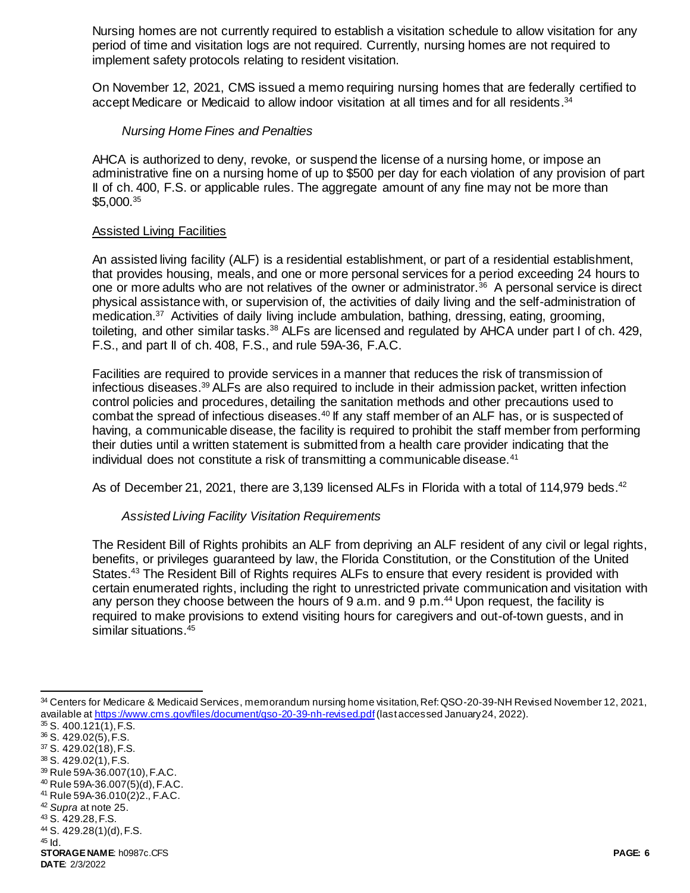Nursing homes are not currently required to establish a visitation schedule to allow visitation for any period of time and visitation logs are not required. Currently, nursing homes are not required to implement safety protocols relating to resident visitation.

On November 12, 2021, CMS issued a memo requiring nursing homes that are federally certified to accept Medicare or Medicaid to allow indoor visitation at all times and for all residents.[34]

*Nursing Home Fines and Penalties*

AHCA is authorized to deny, revoke, or suspend the license of a nursing home, or impose an administrative fine on a nursing home of up to $500 per day for each violation of any provision of part II of ch. 400, F.S. or applicable rules. The aggregate amount of any fine may not be more than $5,000.[35]

<u>Assisted Living Facilities</u>

An assisted living facility (ALF) is a residential establishment, or part of a residential establishment, that provides housing, meals, and one or more personal services for a period exceeding 24 hours to one or more adults who are not relatives of the owner or administrator.[36] A personal service is direct physical assistance with, or supervision of, the activities of daily living and the self-administration of medication.[37] Activities of daily living include ambulation, bathing, dressing, eating, grooming, toileting, and other similar tasks.[38] ALFs are licensed and regulated by AHCA under part I of ch. 429, F.S., and part II of ch. 408, F.S., and rule 59A-36, F.A.C.

Facilities are required to provide services in a manner that reduces the risk of transmission of infectious diseases.[39] ALFs are also required to include in their admission packet, written infection control policies and procedures, detailing the sanitation methods and other precautions used to combat the spread of infectious diseases.[40] If any staff member of an ALF has, or is suspected of having, a communicable disease, the facility is required to prohibit the staff member from performing their duties until a written statement is submitted from a health care provider indicating that the individual does not constitute a risk of transmitting a communicable disease.[41]

As of December 21, 2021, there are 3,139 licensed ALFs in Florida with a total of 114,979 beds.[42]

*Assisted Living Facility Visitation Requirements*

The Resident Bill of Rights prohibits an ALF from depriving an ALF resident of any civil or legal rights, benefits, or privileges guaranteed by law, the Florida Constitution, or the Constitution of the United States.[43] The Resident Bill of Rights requires ALFs to ensure that every resident is provided with certain enumerated rights, including the right to unrestricted private communication and visitation with any person they choose between the hours of 9 a.m. and 9 p.m.[44] Upon request, the facility is required to make provisions to extend visiting hours for caregivers and out-of-town guests, and in similar situations.[45]

---

[34] Centers for Medicare & Medicaid Services, memorandum nursing home visitation, Ref: QSO-20-39-NH Revised November 12, 2021, available at https://www.cms.gov/files/document/qso-20-39-nh-revised.pdf (last accessed January 24, 2022).

[35] S. 400.121(1), F.S.

[36] S. 429.02(5), F.S.

[37] S. 429.02(18), F.S.

[38] S. 429.02(1), F.S.

[39] Rule 59A-36.007(10), F.A.C.

[40] Rule 59A-36.007(5)(d), F.A.C.

[41] Rule 59A-36.010(2)2., F.A.C.

[42] *Supra* at note 25.

[43] S. 429.28, F.S.

[44] S. 429.28(1)(d), F.S.

[45] Id.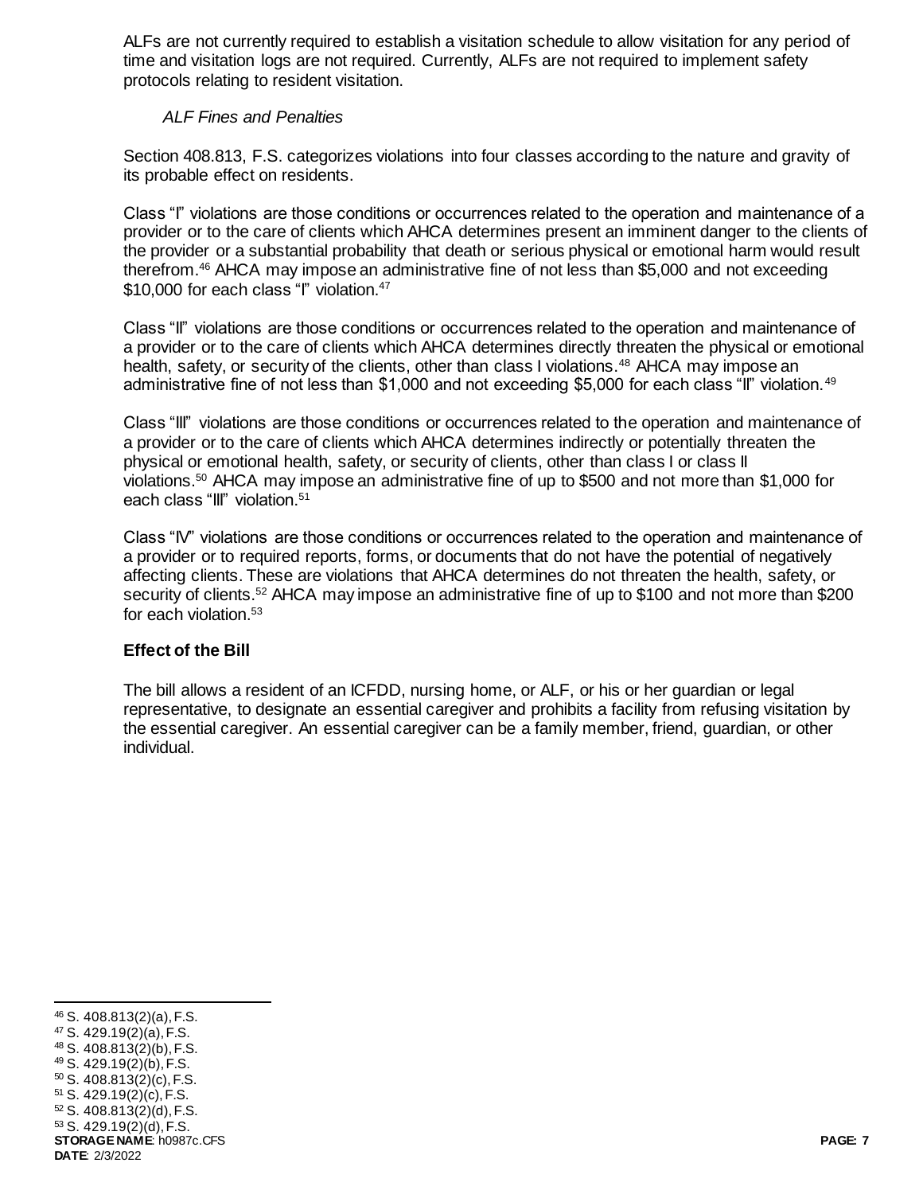ALFs are not currently required to establish a visitation schedule to allow visitation for any period of time and visitation logs are not required. Currently, ALFs are not required to implement safety protocols relating to resident visitation.

*ALF Fines and Penalties*

Section 408.813, F.S. categorizes violations into four classes according to the nature and gravity of its probable effect on residents.

Class "I" violations are those conditions or occurrences related to the operation and maintenance of a provider or to the care of clients which AHCA determines present an imminent danger to the clients of the provider or a substantial probability that death or serious physical or emotional harm would result therefrom.[46] AHCA may impose an administrative fine of not less than $5,000 and not exceeding $10,000 for each class "I" violation.[47]

Class "II" violations are those conditions or occurrences related to the operation and maintenance of a provider or to the care of clients which AHCA determines directly threaten the physical or emotional health, safety, or security of the clients, other than class I violations.[48] AHCA may impose an administrative fine of not less than $1,000 and not exceeding $5,000 for each class "II" violation.[49]

Class "III" violations are those conditions or occurrences related to the operation and maintenance of a provider or to the care of clients which AHCA determines indirectly or potentially threaten the physical or emotional health, safety, or security of clients, other than class I or class II violations.[50] AHCA may impose an administrative fine of up to $500 and not more than $1,000 for each class "III" violation.[51]

Class "IV" violations are those conditions or occurrences related to the operation and maintenance of a provider or to required reports, forms, or documents that do not have the potential of negatively affecting clients. These are violations that AHCA determines do not threaten the health, safety, or security of clients.[52] AHCA may impose an administrative fine of up to $100 and not more than $200 for each violation.[53]

### Effect of the Bill

The bill allows a resident of an ICFDD, nursing home, or ALF, or his or her guardian or legal representative, to designate an essential caregiver and prohibits a facility from refusing visitation by the essential caregiver. An essential caregiver can be a family member, friend, guardian, or other individual.

---

[46] S. 408.813(2)(a), F.S.
[47] S. 429.19(2)(a), F.S.
[48] S. 408.813(2)(b), F.S.
[49] S. 429.19(2)(b), F.S.
[50] S. 408.813(2)(c), F.S.
[51] S. 429.19(2)(c), F.S.
[52] S. 408.813(2)(d), F.S.
[53] S. 429.19(2)(d), F.S.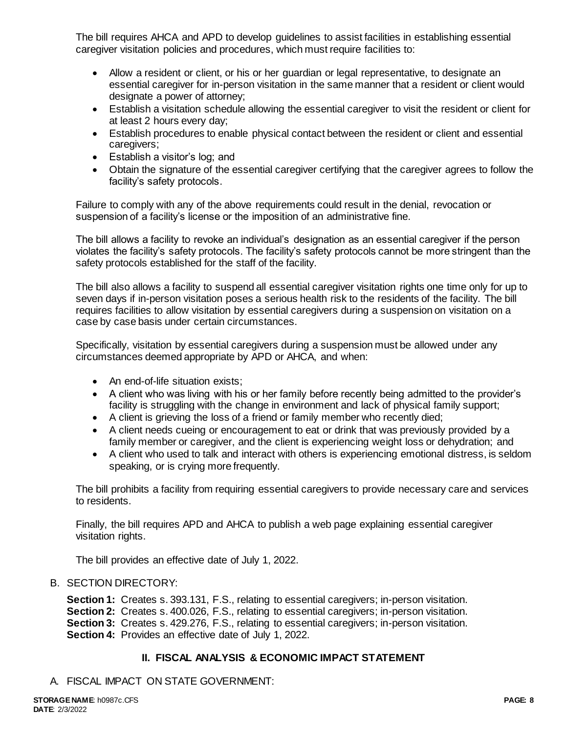The bill requires AHCA and APD to develop guidelines to assist facilities in establishing essential caregiver visitation policies and procedures, which must require facilities to:

- Allow a resident or client, or his or her guardian or legal representative, to designate an essential caregiver for in-person visitation in the same manner that a resident or client would designate a power of attorney;
- Establish a visitation schedule allowing the essential caregiver to visit the resident or client for at least 2 hours every day;
- Establish procedures to enable physical contact between the resident or client and essential caregivers;
- Establish a visitor's log; and
- Obtain the signature of the essential caregiver certifying that the caregiver agrees to follow the facility's safety protocols.

Failure to comply with any of the above requirements could result in the denial, revocation or suspension of a facility's license or the imposition of an administrative fine.

The bill allows a facility to revoke an individual's designation as an essential caregiver if the person violates the facility's safety protocols. The facility's safety protocols cannot be more stringent than the safety protocols established for the staff of the facility.

The bill also allows a facility to suspend all essential caregiver visitation rights one time only for up to seven days if in-person visitation poses a serious health risk to the residents of the facility. The bill requires facilities to allow visitation by essential caregivers during a suspension on visitation on a case by case basis under certain circumstances.

Specifically, visitation by essential caregivers during a suspension must be allowed under any circumstances deemed appropriate by APD or AHCA, and when:

- An end-of-life situation exists;
- A client who was living with his or her family before recently being admitted to the provider's facility is struggling with the change in environment and lack of physical family support;
- A client is grieving the loss of a friend or family member who recently died;
- A client needs cueing or encouragement to eat or drink that was previously provided by a family member or caregiver, and the client is experiencing weight loss or dehydration; and
- A client who used to talk and interact with others is experiencing emotional distress, is seldom speaking, or is crying more frequently.

The bill prohibits a facility from requiring essential caregivers to provide necessary care and services to residents.

Finally, the bill requires APD and AHCA to publish a web page explaining essential caregiver visitation rights.

The bill provides an effective date of July 1, 2022.

B. SECTION DIRECTORY:

**Section 1:** Creates s. 393.131, F.S., relating to essential caregivers; in-person visitation.
**Section 2:** Creates s. 400.026, F.S., relating to essential caregivers; in-person visitation.
**Section 3:** Creates s. 429.276, F.S., relating to essential caregivers; in-person visitation.
**Section 4:** Provides an effective date of July 1, 2022.

## II. FISCAL ANALYSIS & ECONOMIC IMPACT STATEMENT

A. FISCAL IMPACT ON STATE GOVERNMENT: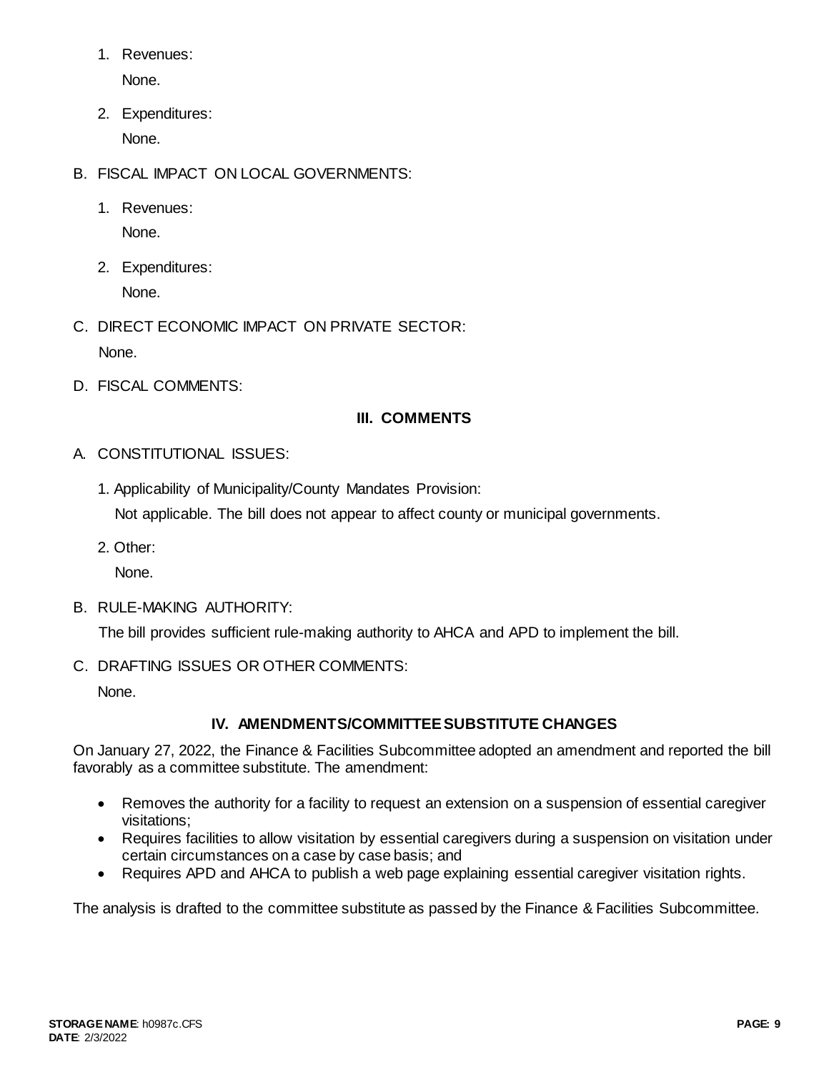1. Revenues:

   None.

2. Expenditures:

   None.

B. FISCAL IMPACT ON LOCAL GOVERNMENTS:

1. Revenues:

   None.

2. Expenditures:

   None.

C. DIRECT ECONOMIC IMPACT ON PRIVATE SECTOR:

None.

D. FISCAL COMMENTS:

## III. COMMENTS

A. CONSTITUTIONAL ISSUES:

1. Applicability of Municipality/County Mandates Provision:

   Not applicable. The bill does not appear to affect county or municipal governments.

2. Other:

   None.

B. RULE-MAKING AUTHORITY:

The bill provides sufficient rule-making authority to AHCA and APD to implement the bill.

C. DRAFTING ISSUES OR OTHER COMMENTS:

None.

## IV. AMENDMENTS/COMMITTEE SUBSTITUTE CHANGES

On January 27, 2022, the Finance & Facilities Subcommittee adopted an amendment and reported the bill favorably as a committee substitute. The amendment:

- Removes the authority for a facility to request an extension on a suspension of essential caregiver visitations;
- Requires facilities to allow visitation by essential caregivers during a suspension on visitation under certain circumstances on a case by case basis; and
- Requires APD and AHCA to publish a web page explaining essential caregiver visitation rights.

The analysis is drafted to the committee substitute as passed by the Finance & Facilities Subcommittee.